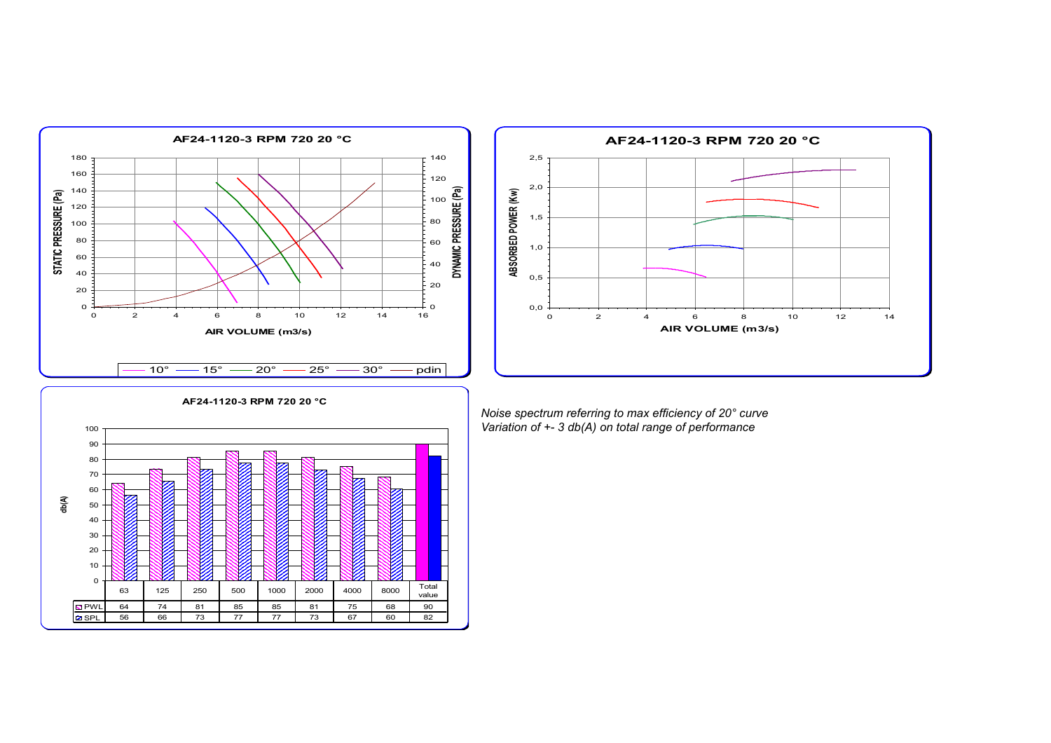## AF24-1120-3 RPM 720 20 °C

STATIC PRESSURE (Pa) / DYNAMIC PRESSURE (Pa) vs AIR VOLUME (m3/s)

10° — 15° — 20° — 25° — 30° — pdin

## AF24-1120-3 RPM 720 20 °C

ABSORBED POWER (Kw) vs AIR VOLUME (m3/s)

## AF24-1120-3 RPM 720 20 °C

db(A)

| | 63 | 125 | 250 | 500 | 1000 | 2000 | 4000 | 8000 | Total value |
|---|---|---|---|---|---|---|---|---|---|
| PWL | 64 | 74 | 81 | 85 | 85 | 81 | 75 | 68 | 90 |
| SPL | 56 | 66 | 73 | 77 | 77 | 73 | 67 | 60 | 82 |

*Noise spectrum referring to max efficiency of 20° curve*
*Variation of +- 3 db(A) on total range of performance*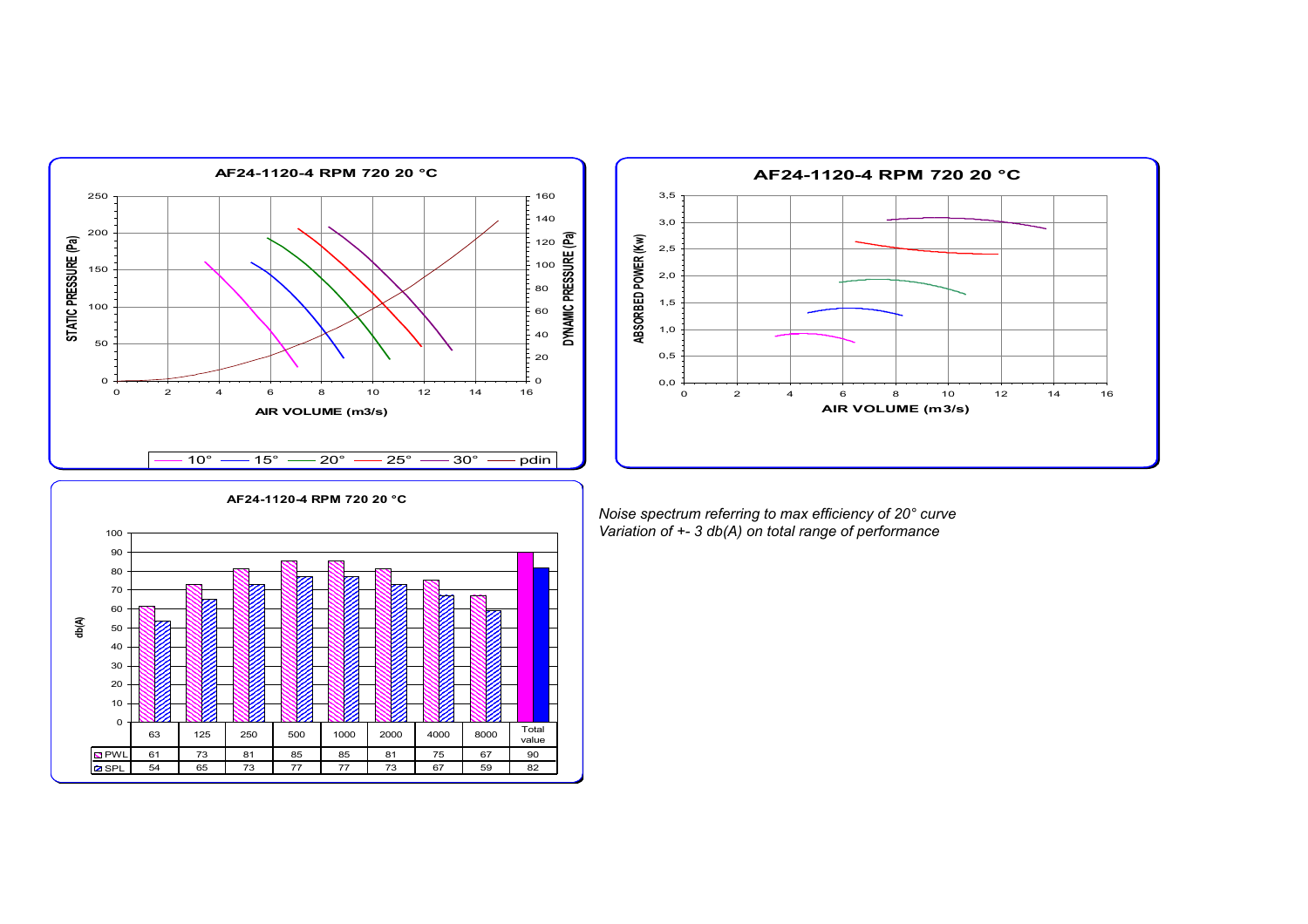**AF24-1120-4 RPM 720 20 °C**

STATIC PRESSURE (Pa) / DYNAMIC PRESSURE (Pa) vs AIR VOLUME (m3/s)

10° — 15° — 20° — 25° — 30° — pdin

**AF24-1120-4 RPM 720 20 °C**

ABSORBED POWER (Kw) vs AIR VOLUME (m3/s)

**AF24-1120-4 RPM 720 20 °C**

db(A)

| | 63 | 125 | 250 | 500 | 1000 | 2000 | 4000 | 8000 | Total value |
|---|---|---|---|---|---|---|---|---|---|
| PWL | 61 | 73 | 81 | 85 | 85 | 81 | 75 | 67 | 90 |
| SPL | 54 | 65 | 73 | 77 | 77 | 73 | 67 | 59 | 82 |

*Noise spectrum referring to max efficiency of 20° curve*
*Variation of +- 3 db(A) on total range of performance*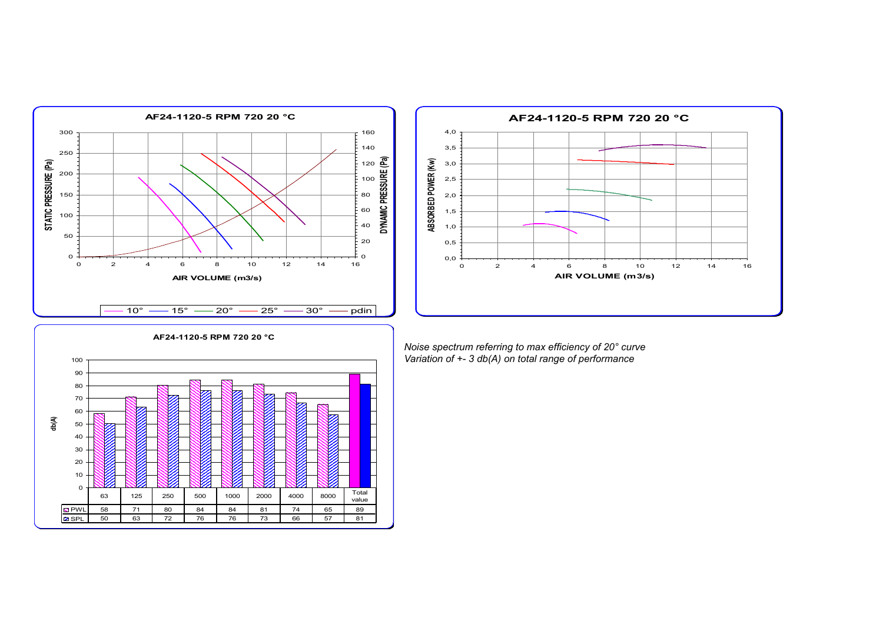**AF24-1120-5 RPM 720 20 °C**

STATIC PRESSURE (Pa) / DYNAMIC PRESSURE (Pa) vs AIR VOLUME (m3/s)

Legend: 10° — 15° — 20° — 25° — 30° — pdin

**AF24-1120-5 RPM 720 20 °C**

ABSORBED POWER (Kw) vs AIR VOLUME (m3/s)

**AF24-1120-5 RPM 720 20 °C**

db(A)

| | 63 | 125 | 250 | 500 | 1000 | 2000 | 4000 | 8000 | Total value |
|---|---|---|---|---|---|---|---|---|---|
| PWL | 58 | 71 | 80 | 84 | 84 | 81 | 74 | 65 | 89 |
| SPL | 50 | 63 | 72 | 76 | 76 | 73 | 66 | 57 | 81 |

*Noise spectrum referring to max efficiency of 20° curve*
*Variation of +- 3 db(A) on total range of performance*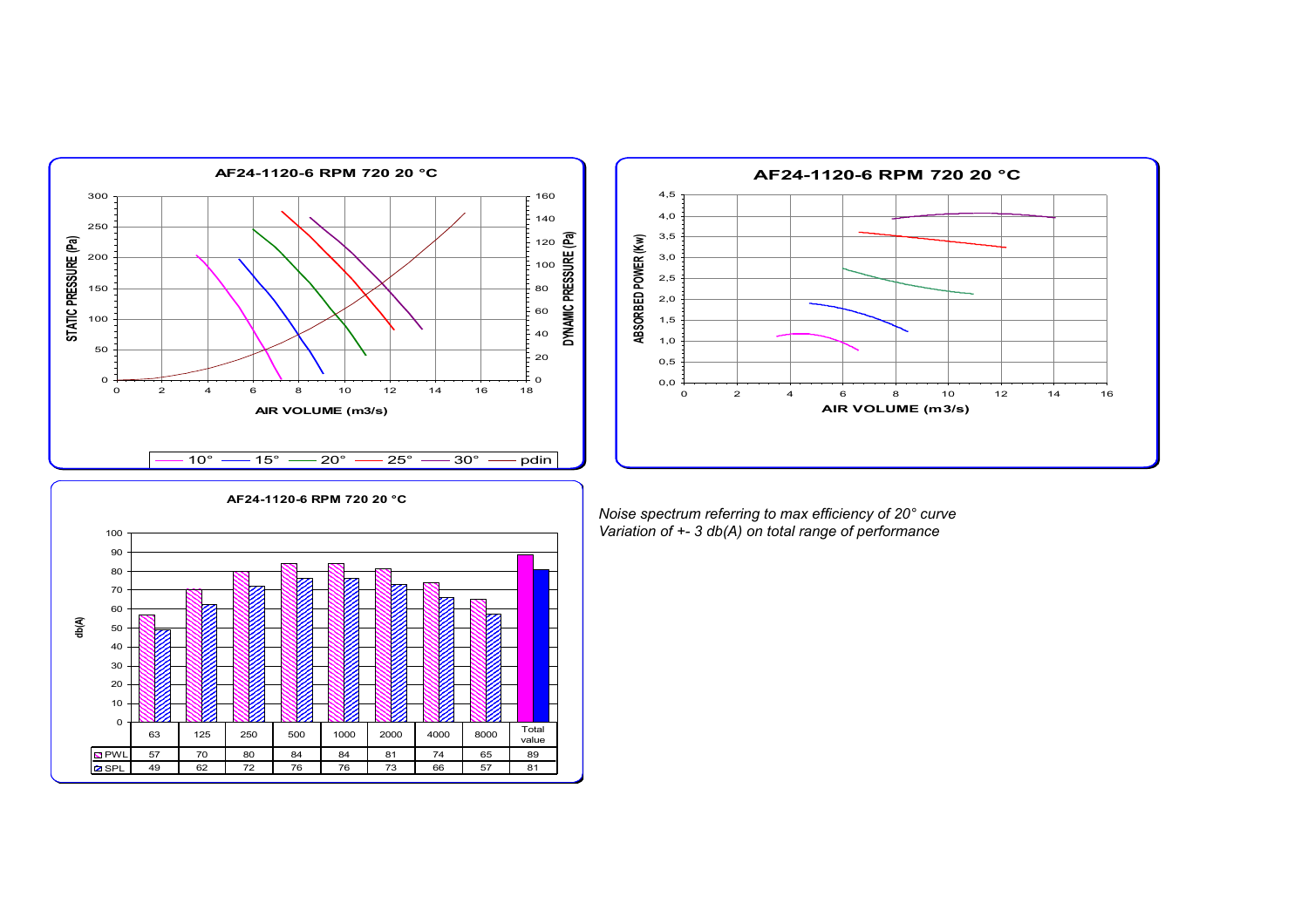AF24-1120-6 RPM 720 20 °C

AF24-1120-6 RPM 720 20 °C

AF24-1120-6 RPM 720 20 °C

| | 63 | 125 | 250 | 500 | 1000 | 2000 | 4000 | 8000 | Total value |
|---|---|---|---|---|---|---|---|---|---|
| PWL | 57 | 70 | 80 | 84 | 84 | 81 | 74 | 65 | 89 |
| SPL | 49 | 62 | 72 | 76 | 76 | 73 | 66 | 57 | 81 |

*Noise spectrum referring to max efficiency of 20° curve*
*Variation of +- 3 db(A) on total range of performance*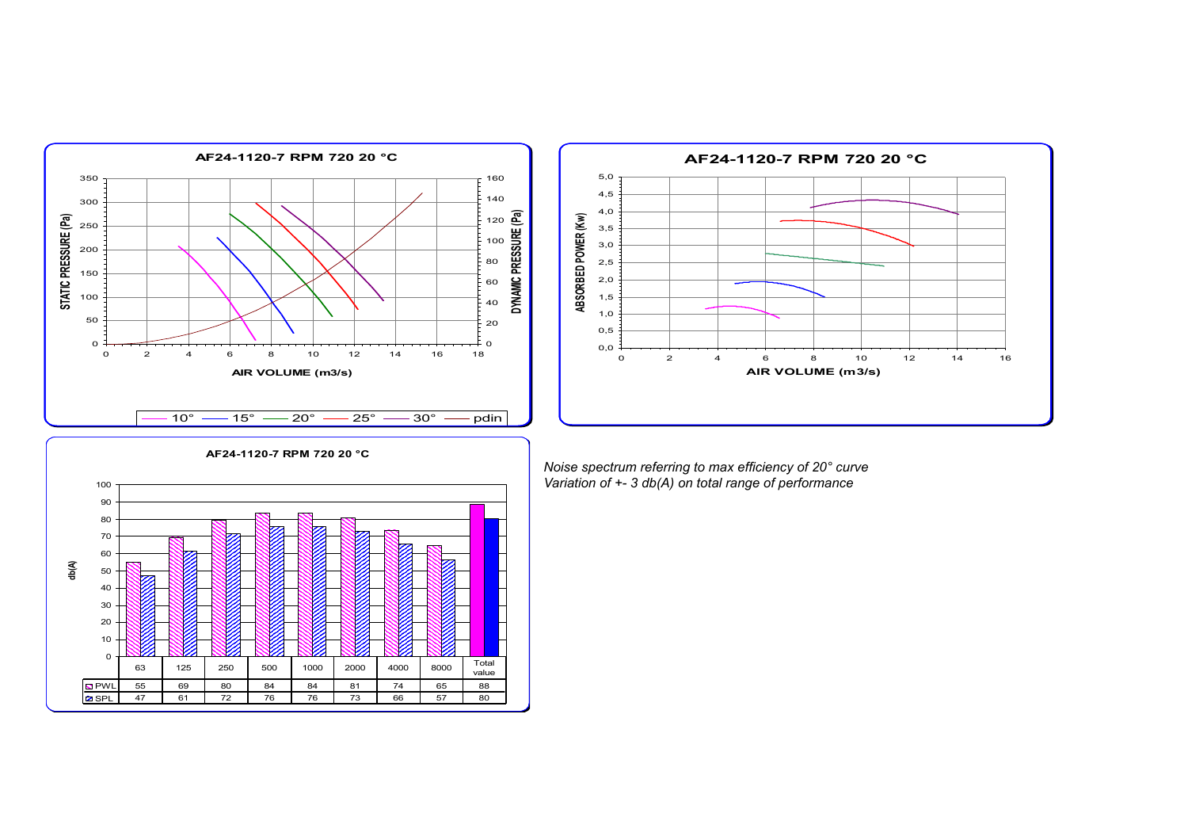AF24-1120-7 RPM 720 20 °C

STATIC PRESSURE (Pa)

350
300
250
200
150
100
50
0

DYNAMIC PRESSURE (Pa)

160
140
120
100
80
60
40
20
0

0 2 4 6 8 10 12 14 16 18

AIR VOLUME (m3/s)

10° 15° 20° 25° 30° pdin

AF24-1120-7 RPM 720 20 °C

ABSORBED POWER (Kw)

5,0
4,5
4,0
3,5
3,0
2,5
2,0
1,5
1,0
0,5
0,0

0 2 4 6 8 10 12 14 16

AIR VOLUME (m3/s)

AF24-1120-7 RPM 720 20 °C

db(A)

100
90
80
70
60
50
40
30
20
10
0

| | 63 | 125 | 250 | 500 | 1000 | 2000 | 4000 | 8000 | Total value |
|---|---|---|---|---|---|---|---|---|---|
| PWL | 55 | 69 | 80 | 84 | 84 | 81 | 74 | 65 | 88 |
| SPL | 47 | 61 | 72 | 76 | 76 | 73 | 66 | 57 | 80 |

*Noise spectrum referring to max efficiency of 20° curve*
*Variation of +- 3 db(A) on total range of performance*